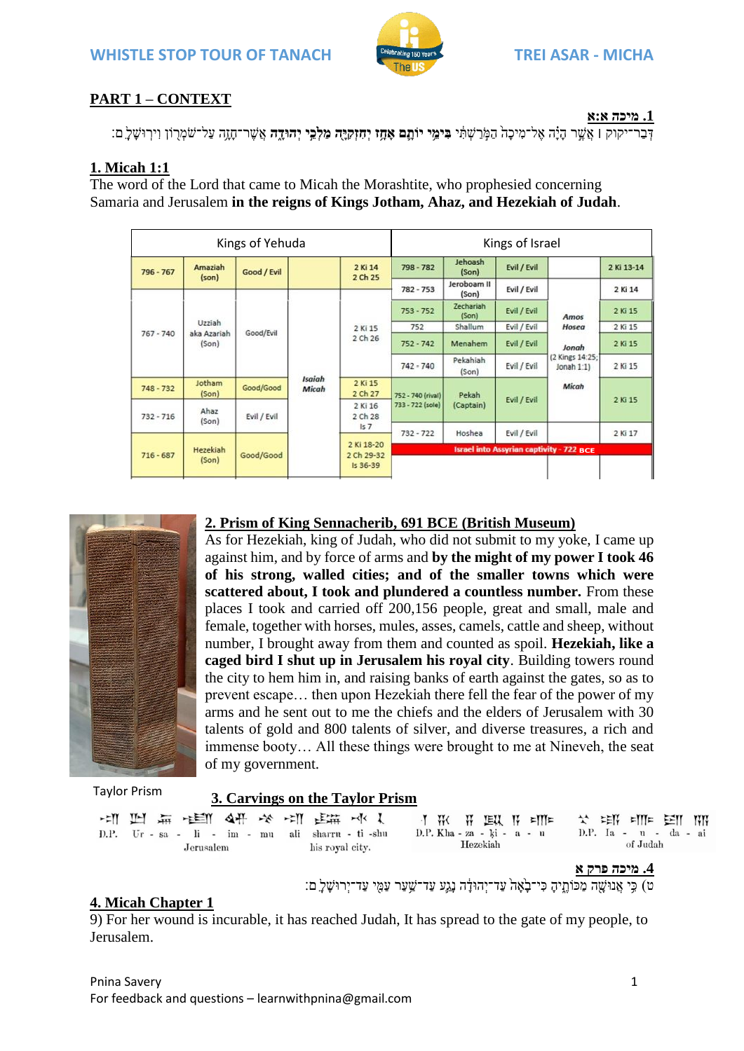## PART 1 – CONTEXT

**1. מיכה א:א**

דְּבַר־יְקֹוָק ׀ אֲשֶׁר הָיָה אֶל־מִיכָה הַמֹּרַשְׁתִּי **בִּימֵי יוֹתָם אָחָז יְחִזְקִיָּה מַלְכֵי יְהוּדָה** אֲשֶׁר־חָזָה עַל־שֹׁמְרוֹן וִירוּשָׁלִָם׃

**1. Micah 1:1**

The word of the Lord that came to Micah the Morashtite, who prophesied concerning Samaria and Jerusalem **in the reigns of Kings Jotham, Ahaz, and Hezekiah of Judah**.

| Kings of Yehuda | | | | | Kings of Israel | | | | |
|---|---|---|---|---|---|---|---|---|---|
| 796 - 767 | Amaziah (son) | Good / Evil | | 2 Ki 14<br>2 Ch 25 | 798 - 782 | Jehoash (Son) | Evil / Evil | | 2 Ki 13-14 |
| 767 - 740 | Uzziah aka Azariah (Son) | Good/Evil | | 2 Ki 15<br>2 Ch 26 | 782 - 753 | Jeroboam II (Son) | Evil / Evil | Amos<br>Hosea<br>Jonah (2 Kings 14:25; Jonah 1:1)<br>Micah | 2 Ki 14 |
| | | | | | 753 - 752 | Zechariah (Son) | Evil / Evil | | 2 Ki 15 |
| | | | | | 752 | Shallum | Evil / Evil | | 2 Ki 15 |
| | | | | | 752 - 742 | Menahem | Evil / Evil | | 2 Ki 15 |
| | | | | | 742 - 740 | Pekahiah (Son) | Evil / Evil | | 2 Ki 15 |
| 748 - 732 | Jotham (Son) | Good/Good | Isaiah<br>Micah | 2 Ki 15<br>2 Ch 27 | 752 - 740 (rival)<br>733 - 722 (sole) | Pekah (Captain) | Evil / Evil | | 2 Ki 15 |
| 732 - 716 | Ahaz (Son) | Evil / Evil | | 2 Ki 16<br>2 Ch 28<br>Is 7 | | | | | |
| | | | | | 732 - 722 | Hoshea | Evil / Evil | | 2 Ki 17 |
| 716 - 687 | Hezekiah (Son) | Good/Good | | 2 Ki 18-20<br>2 Ch 29-32<br>Is 36-39 | Israel into Assyrian captivity - 722 BCE | | | | |

**2. Prism of King Sennacherib, 691 BCE (British Museum)**

As for Hezekiah, king of Judah, who did not submit to my yoke, I came up against him, and by force of arms and **by the might of my power I took 46 of his strong, walled cities; and of the smaller towns which were scattered about, I took and plundered a countless number.** From these places I took and carried off 200,156 people, great and small, male and female, together with horses, mules, asses, camels, cattle and sheep, without number, I brought away from them and counted as spoil. **Hezekiah, like a caged bird I shut up in Jerusalem his royal city**. Building towers round the city to hem him in, and raising banks of earth against the gates, so as to prevent escape… then upon Hezekiah there fell the fear of the power of my arms and he sent out to me the chiefs and the elders of Jerusalem with 30 talents of gold and 800 talents of silver, and diverse treasures, a rich and immense booty… All these things were brought to me at Nineveh, the seat of my government.

Taylor Prism

**3. Carvings on the Taylor Prism**

D.P. Ur - sa - li - im - mu (Jerusalem) ali sharru - ti -shu (his royal city.) D.P. Kha - za - ki - a - u (Hezekiah) D.P. Ia - u - da - ai (of Judah)

**4. מיכה פרק א**

(ט) כִּי אֲנוּשָׁה מַכּוֹתֶיהָ כִּי־בָאָה עַד־יְהוּדָה נָגַע עַד־שַׁעַר עַמִּי עַד־יְרוּשָׁלִָם׃

**4. Micah Chapter 1**

9) For her wound is incurable, it has reached Judah, It has spread to the gate of my people, to Jerusalem.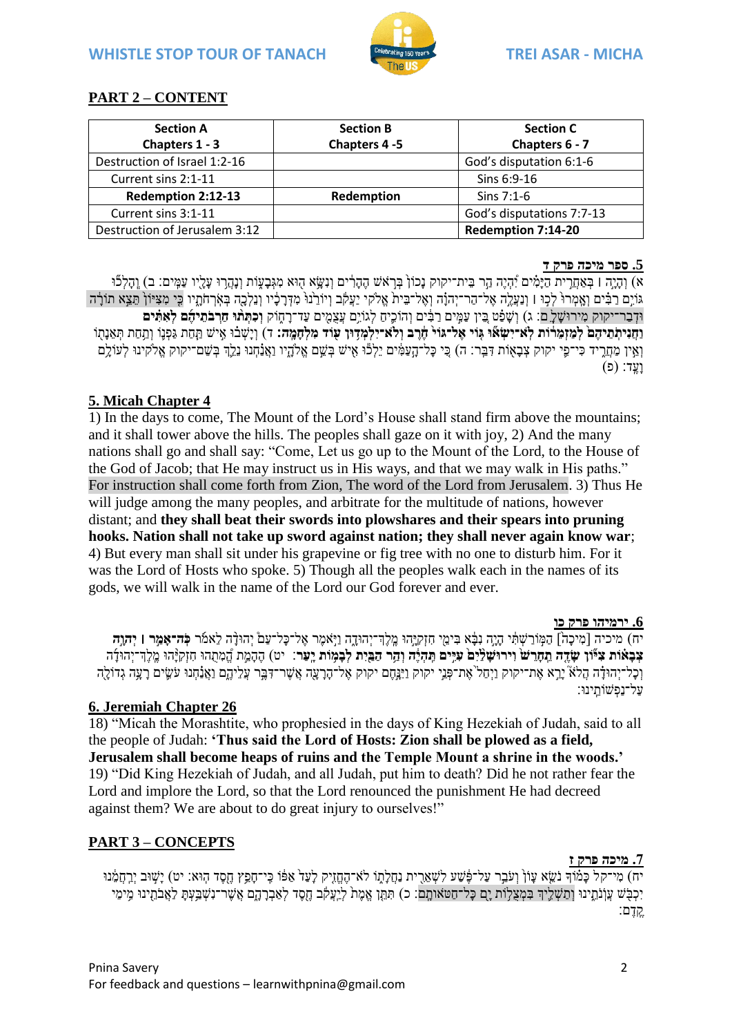## PART 2 – CONTENT

| Section A Chapters 1 - 3 | Section B Chapters 4 -5 | Section C Chapters 6 - 7 |
|---|---|---|
| Destruction of Israel 1:2-16 | | God's disputation 6:1-6 |
| Current sins 2:1-11 | | Sins 6:9-16 |
| **Redemption 2:12-13** | **Redemption** | Sins 7:1-6 |
| Current sins 3:1-11 | | God's disputations 7:7-13 |
| Destruction of Jerusalem 3:12 | | **Redemption 7:14-20** |

### 5. ספר מיכה פרק ד

א) וְהָיָה | בְּאַחֲרִית הַיָּמִים יִהְיֶה הַר בֵּית־יקוק נָכוֹן בְּרֹאשׁ הֶהָרִים וְנִשָּׂא הוּא מִגְּבָעוֹת וְנָהֲרוּ עָלָיו עַמִּים: ב) וְהָלְכוּ גּוֹיִם רַבִּים וְאָמְרוּ לְכוּ | וְנַעֲלֶה אֶל־הַר־יְהֹוָה וְאֶל־בֵּית אֱלֹקי יַעֲקֹב וְיוֹרֵנוּ מִדְּרָכָיו וְנֵלְכָה בְּאֹרְחֹתָיו כִּי מִצִּיּוֹן תֵּצֵא תוֹרָה וּדְבַר־יקוק מִירוּשָׁלִָם: ג) וְשָׁפַט בֵּין עַמִּים רַבִּים וְהוֹכִיחַ לְגוֹיִם עֲצֻמִים עַד־רָחוֹק **וְכִתְּתוּ חַרְבֹתֵיהֶם לְאִתִּים וַחֲנִיתֹתֵיהֶם לְמַזְמֵרוֹת לֹא־יִשְׂאוּ גּוֹי אֶל־גּוֹי חֶרֶב וְלֹא־יִלְמְדוּן עוֹד מִלְחָמָה:** ד) וְיָשְׁבוּ אִישׁ תַּחַת גַּפְנוֹ וְתַחַת תְּאֵנָתוֹ וְאֵין מַחֲרִיד כִּי־פִי יקוק צְבָאוֹת דִּבֵּר: ה) כִּי כָּל־הָעַמִּים יֵלְכוּ אִישׁ בְּשֵׁם אֱלֹהָיו וַאֲנַחְנוּ נֵלֵךְ בְּשֵׁם־יקוק אֱלֹקינוּ לְעוֹלָם וָעֶד: (פ)

### 5. Micah Chapter 4

1) In the days to come, The Mount of the Lord's House shall stand firm above the mountains; and it shall tower above the hills. The peoples shall gaze on it with joy, 2) And the many nations shall go and shall say: "Come, Let us go up to the Mount of the Lord, to the House of the God of Jacob; that He may instruct us in His ways, and that we may walk in His paths." For instruction shall come forth from Zion, The word of the Lord from Jerusalem. 3) Thus He will judge among the many peoples, and arbitrate for the multitude of nations, however distant; and **they shall beat their swords into plowshares and their spears into pruning hooks. Nation shall not take up sword against nation; they shall never again know war**; 4) But every man shall sit under his grapevine or fig tree with no one to disturb him. For it was the Lord of Hosts who spoke. 5) Though all the peoples walk each in the names of its gods, we will walk in the name of the Lord our God forever and ever.

### 6. ירמיהו פרק כו

יח) מיכיה [מִיכָה] הַמּוֹרַשְׁתִּי הָיָה נִבָּא בִּימֵי חִזְקִיָּהוּ מֶלֶךְ־יְהוּדָה וַיֹּאמֶר אֶל־כָּל־עַם יְהוּדָה לֵאמֹר **כֹּה־אָמַר | יְהוָה צְבָאוֹת צִיּוֹן שָׂדֶה תֵחָרֵשׁ וירושלים עִיִּים תִּהְיֶה וְהַר הַבַּיִת לְבָמוֹת יָעַר**: יט) הֶהָמֵת הֱמִתֻהוּ חִזְקִיָּהוּ מֶלֶךְ־יְהוּדָה וְכָל־יְהוּדָה הֲלֹא יָרֵא אֶת־יקוק וַיְחַל אֶת־פְּנֵי יקוק וַיִּנָּחֶם יקוק אֶל־הָרָעָה אֲשֶׁר־דִּבֶּר עֲלֵיהֶם וַאֲנַחְנוּ עֹשִׂים רָעָה גְדוֹלָה עַל־נַפְשׁוֹתֵינוּ:

### 6. Jeremiah Chapter 26

18) "Micah the Morashtite, who prophesied in the days of King Hezekiah of Judah, said to all the people of Judah: **'Thus said the Lord of Hosts: Zion shall be plowed as a field, Jerusalem shall become heaps of ruins and the Temple Mount a shrine in the woods.'** 19) "Did King Hezekiah of Judah, and all Judah, put him to death? Did he not rather fear the Lord and implore the Lord, so that the Lord renounced the punishment He had decreed against them? We are about to do great injury to ourselves!"

## PART 3 – CONCEPTS

### 7. מיכה פרק ז

יח) מִי־קל כָּמוֹךָ נֹשֵׂא עָוֹן וְעֹבֵר עַל־פֶּשַׁע לִשְׁאֵרִית נַחֲלָתוֹ לֹא־הֶחֱזִיק לָעַד אַפּוֹ כִּי־חָפֵץ חֶסֶד הוּא: יט) יָשׁוּב יְרַחֲמֵנוּ יִכְבֹּשׁ עֲוֹנֹתֵינוּ וְתַשְׁלִיךְ בִּמְצֻלוֹת יָם כָּל־חַטֹּאותָם: כ) תִּתֵּן אֱמֶת לְיַעֲקֹב חֶסֶד לְאַבְרָהָם אֲשֶׁר־נִשְׁבַּעְתָּ לַאֲבֹתֵינוּ מִימֵי קֶדֶם: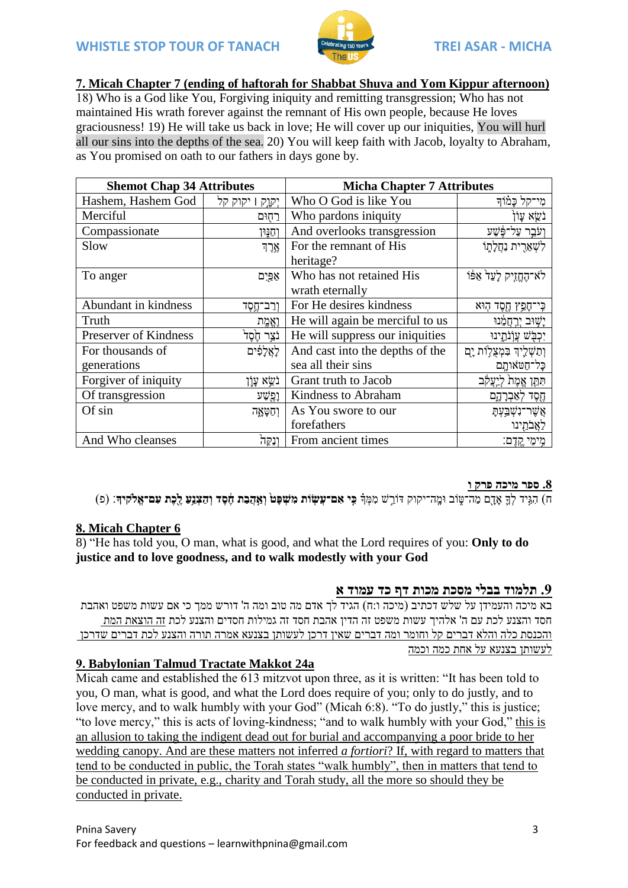## 7. Micah Chapter 7 (ending of haftorah for Shabbat Shuva and Yom Kippur afternoon)

18) Who is a God like You, Forgiving iniquity and remitting transgression; Who has not maintained His wrath forever against the remnant of His own people, because He loves graciousness! 19) He will take us back in love; He will cover up our iniquities, You will hurl all our sins into the depths of the sea. 20) You will keep faith with Jacob, loyalty to Abraham, as You promised on oath to our fathers in days gone by.

| Shemot Chap 34 Attributes | | Micha Chapter 7 Attributes | |
|---|---|---|---|
| Hashem, Hashem God | יְקוָק ׀ יקוק קל | Who O God is like You | מִי־קֵל כָּמוֹךָ |
| Merciful | רַחוּם | Who pardons iniquity | נֹשֵׂא עָוֺן |
| Compassionate | וְחַנּוּן | And overlooks transgression | וְעֹבֵר עַל־פֶּשַׁע |
| Slow | אֶרֶךְ | For the remnant of His heritage? | לִשְׁאֵרִית נַחֲלָתוֹ |
| To anger | אַפַּיִם | Who has not retained His wrath eternally | לֹא־הֶחֱזִיק לָעַד אַפּוֹ |
| Abundant in kindness | וְרַב־חֶסֶד | For He desires kindness | כִּי־חָפֵץ חֶסֶד הוּא |
| Truth | וֶאֱמֶת | He will again be merciful to us | יָשׁוּב יְרַחֲמֵנוּ |
| Preserver of Kindness | נֹצֵר חֶסֶד | He will suppress our iniquities | יִכְבֹּשׁ עֲוֺנֹתֵינוּ |
| For thousands of generations | לָאֲלָפִים | And cast into the depths of the sea all their sins | וְתַשְׁלִיךְ בִּמְצֻלוֹת יָם כָּל־חַטֹּאותָם |
| Forgiver of iniquity | נֹשֵׂא עָוֺן | Grant truth to Jacob | תִּתֵּן אֱמֶת לְיַעֲקֹב |
| Of transgression | וָפֶשַׁע | Kindness to Abraham | חֶסֶד לְאַבְרָהָם |
| Of sin | וְחַטָּאָה | As You swore to our forefathers | אֲשֶׁר־נִשְׁבַּעְתָּ לַאֲבֹתֵינוּ |
| And Who cleanses | וְנַקֵּה | From ancient times | מִימֵי קֶדֶם: |

## 8. ספר מיכה פרק ו

ח) הִגִּיד לְךָ אָדָם מַה־טּוֹב וּמָה־יקוק דּוֹרֵשׁ מִמְּךָ **כִּי אִם־עֲשׂוֹת מִשְׁפָּט וְאַהֲבַת חֶסֶד וְהַצְנֵעַ לֶכֶת עִם־אֱלֹקֶיךָ:** (פ)

## 8. Micah Chapter 6

8) "He has told you, O man, what is good, and what the Lord requires of you: **Only to do justice and to love goodness, and to walk modestly with your God**

## 9. תלמוד בבלי מסכת מכות דף כד עמוד א

בא מיכה והעמידן על שלש דכתיב (מיכה ו:ח) הגיד לך אדם מה טוב ומה ה' דורש ממך כי אם עשות משפט ואהבת חסד והצנע לכת עם ה' אלהיך עשות משפט זה הדין אהבת חסד זה גמילות חסדים והצנע לכת <u>זה הוצאת המת והכנסת כלה והלא דברים קל וחומר ומה דברים שאין דרכן לעשותן בצנעא אמרה תורה והצנע לכת דברים שדרכן לעשותן בצנעא על אחת כמה וכמה</u>

## 9. Babylonian Talmud Tractate Makkot 24a

Micah came and established the 613 mitzvot upon three, as it is written: "It has been told to you, O man, what is good, and what the Lord does require of you; only to do justly, and to love mercy, and to walk humbly with your God" (Micah 6:8). "To do justly," this is justice; "to love mercy," this is acts of loving-kindness; "and to walk humbly with your God," <u>this is an allusion to taking the indigent dead out for burial and accompanying a poor bride to her wedding canopy. And are these matters not inferred *a fortiori*? If, with regard to matters that tend to be conducted in public, the Torah states "walk humbly", then in matters that tend to be conducted in private, e.g., charity and Torah study, all the more so should they be conducted in private.</u>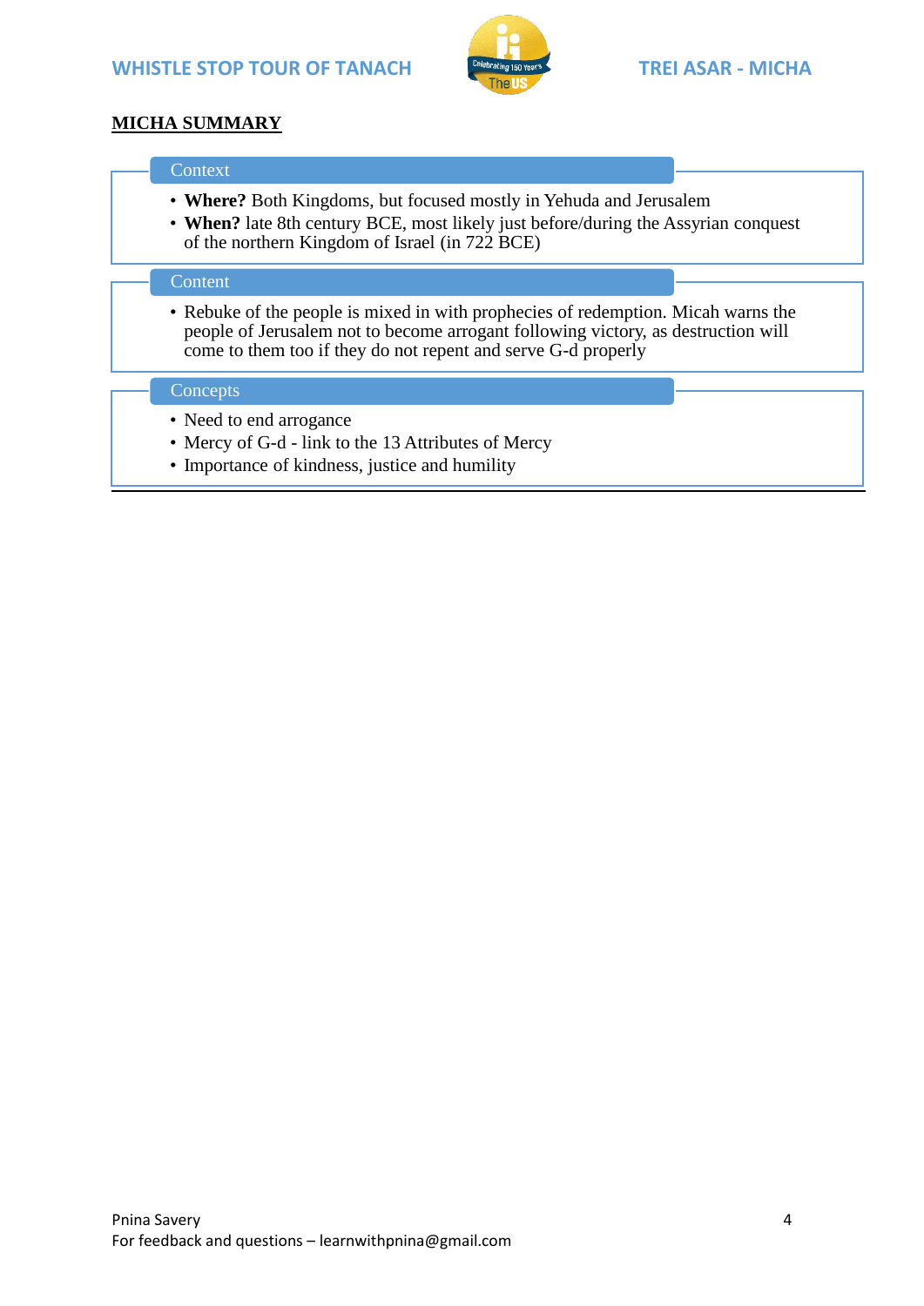# MICHA SUMMARY

## Context

- **Where?** Both Kingdoms, but focused mostly in Yehuda and Jerusalem
- **When?** late 8th century BCE, most likely just before/during the Assyrian conquest of the northern Kingdom of Israel (in 722 BCE)

## Content

- Rebuke of the people is mixed in with prophecies of redemption. Micah warns the people of Jerusalem not to become arrogant following victory, as destruction will come to them too if they do not repent and serve G-d properly

## Concepts

- Need to end arrogance
- Mercy of G-d - link to the 13 Attributes of Mercy
- Importance of kindness, justice and humility